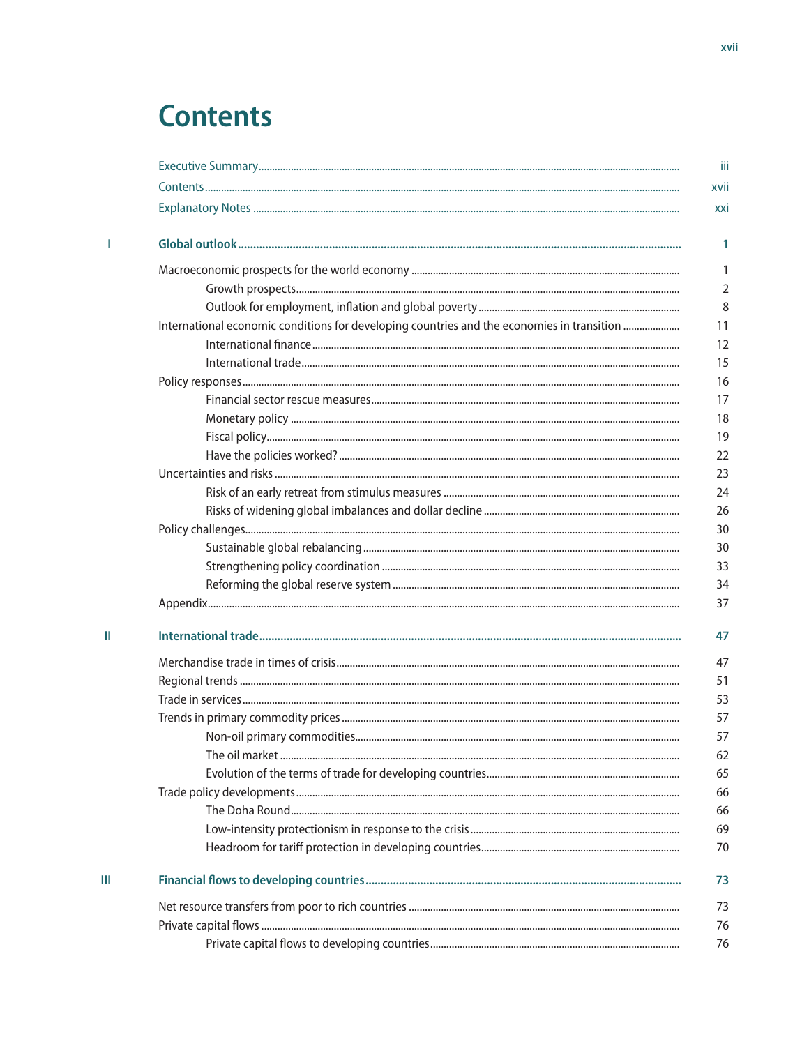# Contents

| | | |
|---|---|---|
| | Executive Summary | iii |
| | Contents | xvii |
| | Explanatory Notes | xxi |
| **I** | **Global outlook** | **1** |
| | Macroeconomic prospects for the world economy | 1 |
| | Growth prospects | 2 |
| | Outlook for employment, inflation and global poverty | 8 |
| | International economic conditions for developing countries and the economies in transition | 11 |
| | International finance | 12 |
| | International trade | 15 |
| | Policy responses | 16 |
| | Financial sector rescue measures | 17 |
| | Monetary policy | 18 |
| | Fiscal policy | 19 |
| | Have the policies worked? | 22 |
| | Uncertainties and risks | 23 |
| | Risk of an early retreat from stimulus measures | 24 |
| | Risks of widening global imbalances and dollar decline | 26 |
| | Policy challenges | 30 |
| | Sustainable global rebalancing | 30 |
| | Strengthening policy coordination | 33 |
| | Reforming the global reserve system | 34 |
| | Appendix | 37 |
| **II** | **International trade** | **47** |
| | Merchandise trade in times of crisis | 47 |
| | Regional trends | 51 |
| | Trade in services | 53 |
| | Trends in primary commodity prices | 57 |
| | Non-oil primary commodities | 57 |
| | The oil market | 62 |
| | Evolution of the terms of trade for developing countries | 65 |
| | Trade policy developments | 66 |
| | The Doha Round | 66 |
| | Low-intensity protectionism in response to the crisis | 69 |
| | Headroom for tariff protection in developing countries | 70 |
| **III** | **Financial flows to developing countries** | **73** |
| | Net resource transfers from poor to rich countries | 73 |
| | Private capital flows | 76 |
| | Private capital flows to developing countries | 76 |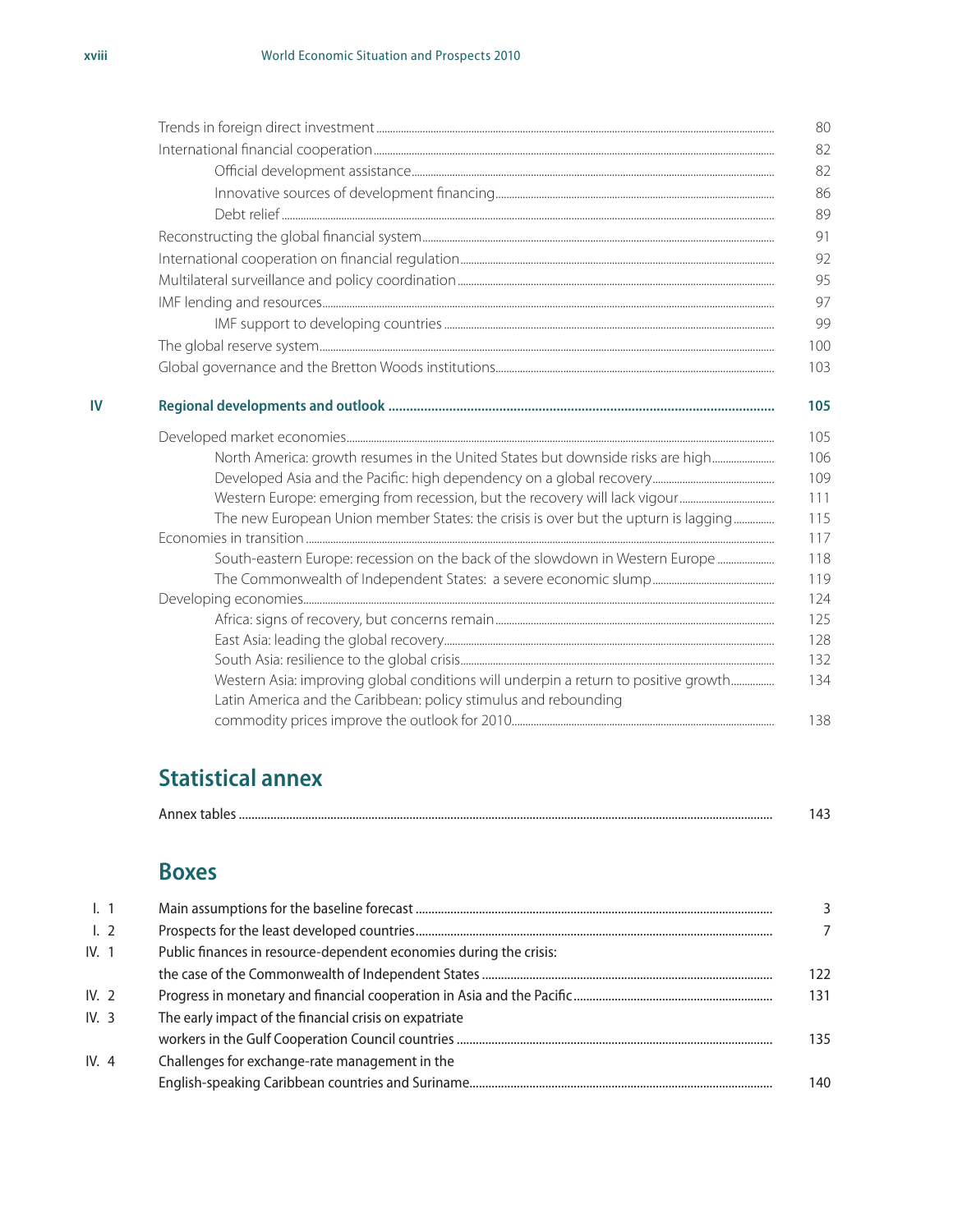Trends in foreign direct investment ..... 80

International financial cooperation ..... 82

- Official development assistance ..... 82
- Innovative sources of development financing ..... 86
- Debt relief ..... 89

Reconstructing the global financial system ..... 91

International cooperation on financial regulation ..... 92

Multilateral surveillance and policy coordination ..... 95

IMF lending and resources ..... 97

- IMF support to developing countries ..... 99

The global reserve system ..... 100

Global governance and the Bretton Woods institutions ..... 103

**IV Regional developments and outlook ..... 105**

Developed market economies ..... 105

- North America: growth resumes in the United States but downside risks are high ..... 106
- Developed Asia and the Pacific: high dependency on a global recovery ..... 109
- Western Europe: emerging from recession, but the recovery will lack vigour ..... 111
- The new European Union member States: the crisis is over but the upturn is lagging ..... 115

Economies in transition ..... 117

- South-eastern Europe: recession on the back of the slowdown in Western Europe ..... 118
- The Commonwealth of Independent States: a severe economic slump ..... 119

Developing economies ..... 124

- Africa: signs of recovery, but concerns remain ..... 125
- East Asia: leading the global recovery ..... 128
- South Asia: resilience to the global crisis ..... 132
- Western Asia: improving global conditions will underpin a return to positive growth ..... 134
- Latin America and the Caribbean: policy stimulus and rebounding commodity prices improve the outlook for 2010 ..... 138

## Statistical annex

Annex tables ..... 143

## Boxes

I. 1 Main assumptions for the baseline forecast ..... 3

I. 2 Prospects for the least developed countries ..... 7

IV. 1 Public finances in resource-dependent economies during the crisis: the case of the Commonwealth of Independent States ..... 122

IV. 2 Progress in monetary and financial cooperation in Asia and the Pacific ..... 131

IV. 3 The early impact of the financial crisis on expatriate workers in the Gulf Cooperation Council countries ..... 135

IV. 4 Challenges for exchange-rate management in the English-speaking Caribbean countries and Suriname ..... 140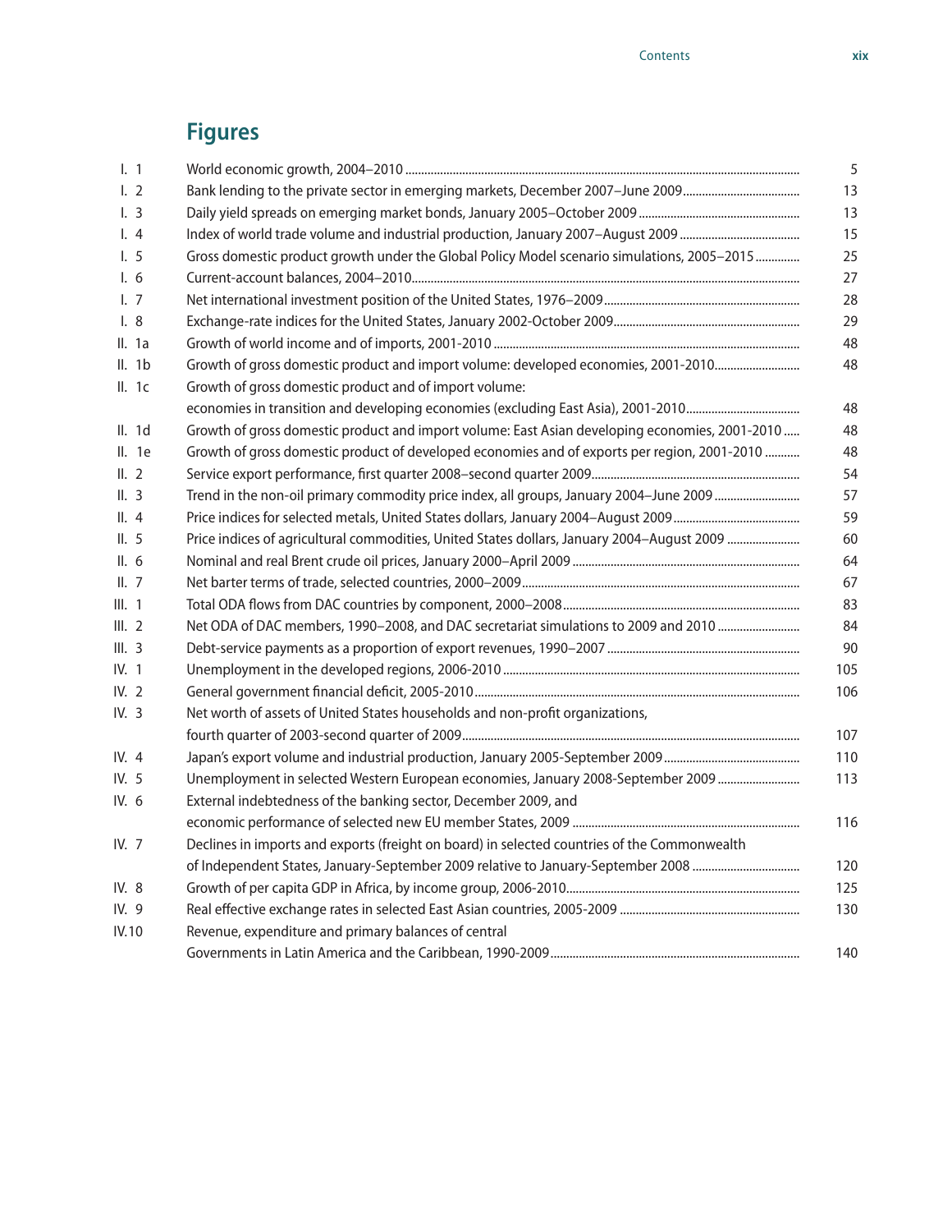## Figures

| | | |
|---|---|---|
| I. 1 | World economic growth, 2004–2010 | 5 |
| I. 2 | Bank lending to the private sector in emerging markets, December 2007–June 2009 | 13 |
| I. 3 | Daily yield spreads on emerging market bonds, January 2005–October 2009 | 13 |
| I. 4 | Index of world trade volume and industrial production, January 2007–August 2009 | 15 |
| I. 5 | Gross domestic product growth under the Global Policy Model scenario simulations, 2005–2015 | 25 |
| I. 6 | Current-account balances, 2004–2010 | 27 |
| I. 7 | Net international investment position of the United States, 1976–2009 | 28 |
| I. 8 | Exchange-rate indices for the United States, January 2002-October 2009 | 29 |
| II. 1a | Growth of world income and of imports, 2001-2010 | 48 |
| II. 1b | Growth of gross domestic product and import volume: developed economies, 2001-2010 | 48 |
| II. 1c | Growth of gross domestic product and of import volume: economies in transition and developing economies (excluding East Asia), 2001-2010 | 48 |
| II. 1d | Growth of gross domestic product and import volume: East Asian developing economies, 2001-2010 | 48 |
| II. 1e | Growth of gross domestic product of developed economies and of exports per region, 2001-2010 | 48 |
| II. 2 | Service export performance, first quarter 2008–second quarter 2009 | 54 |
| II. 3 | Trend in the non-oil primary commodity price index, all groups, January 2004–June 2009 | 57 |
| II. 4 | Price indices for selected metals, United States dollars, January 2004–August 2009 | 59 |
| II. 5 | Price indices of agricultural commodities, United States dollars, January 2004–August 2009 | 60 |
| II. 6 | Nominal and real Brent crude oil prices, January 2000–April 2009 | 64 |
| II. 7 | Net barter terms of trade, selected countries, 2000–2009 | 67 |
| III. 1 | Total ODA flows from DAC countries by component, 2000–2008 | 83 |
| III. 2 | Net ODA of DAC members, 1990–2008, and DAC secretariat simulations to 2009 and 2010 | 84 |
| III. 3 | Debt-service payments as a proportion of export revenues, 1990–2007 | 90 |
| IV. 1 | Unemployment in the developed regions, 2006-2010 | 105 |
| IV. 2 | General government financial deficit, 2005-2010 | 106 |
| IV. 3 | Net worth of assets of United States households and non-profit organizations, fourth quarter of 2003-second quarter of 2009 | 107 |
| IV. 4 | Japan's export volume and industrial production, January 2005-September 2009 | 110 |
| IV. 5 | Unemployment in selected Western European economies, January 2008-September 2009 | 113 |
| IV. 6 | External indebtedness of the banking sector, December 2009, and economic performance of selected new EU member States, 2009 | 116 |
| IV. 7 | Declines in imports and exports (freight on board) in selected countries of the Commonwealth of Independent States, January-September 2009 relative to January-September 2008 | 120 |
| IV. 8 | Growth of per capita GDP in Africa, by income group, 2006-2010 | 125 |
| IV. 9 | Real effective exchange rates in selected East Asian countries, 2005-2009 | 130 |
| IV.10 | Revenue, expenditure and primary balances of central Governments in Latin America and the Caribbean, 1990-2009 | 140 |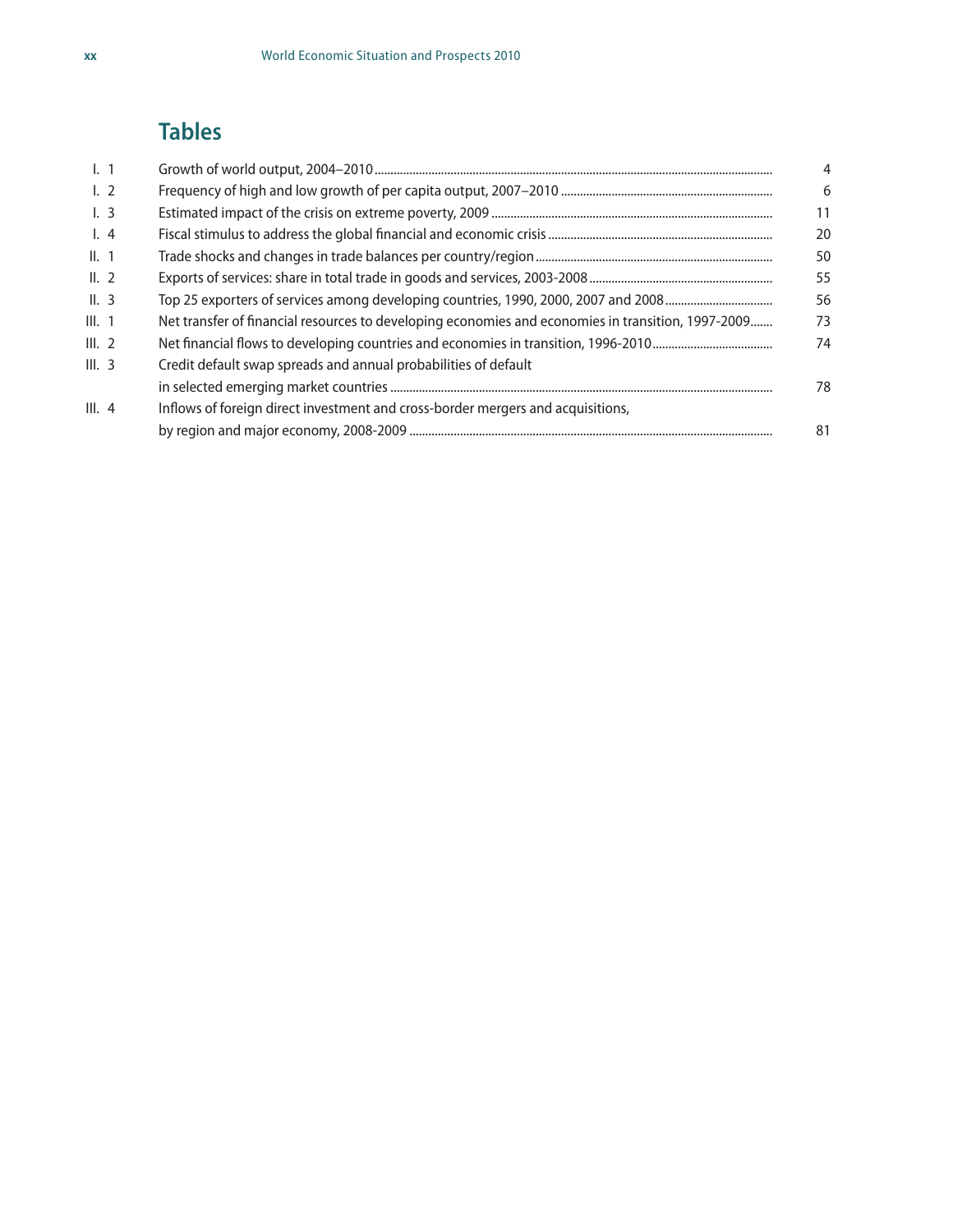## Tables

| | | |
|---|---|---|
| I. 1 | Growth of world output, 2004–2010 | 4 |
| I. 2 | Frequency of high and low growth of per capita output, 2007–2010 | 6 |
| I. 3 | Estimated impact of the crisis on extreme poverty, 2009 | 11 |
| I. 4 | Fiscal stimulus to address the global financial and economic crisis | 20 |
| II. 1 | Trade shocks and changes in trade balances per country/region | 50 |
| II. 2 | Exports of services: share in total trade in goods and services, 2003-2008 | 55 |
| II. 3 | Top 25 exporters of services among developing countries, 1990, 2000, 2007 and 2008 | 56 |
| III. 1 | Net transfer of financial resources to developing economies and economies in transition, 1997-2009 | 73 |
| III. 2 | Net financial flows to developing countries and economies in transition, 1996-2010 | 74 |
| III. 3 | Credit default swap spreads and annual probabilities of default in selected emerging market countries | 78 |
| III. 4 | Inflows of foreign direct investment and cross-border mergers and acquisitions, by region and major economy, 2008-2009 | 81 |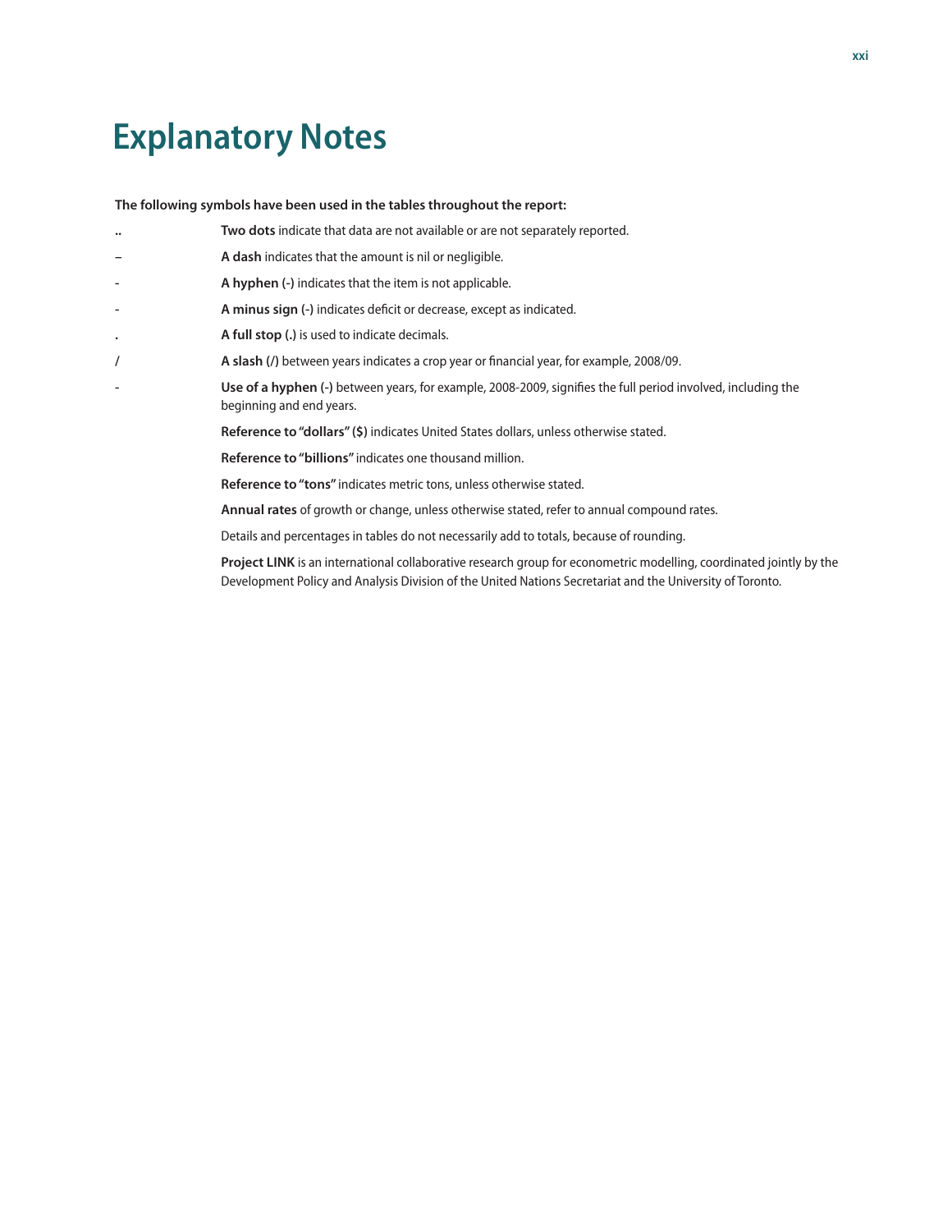# Explanatory Notes

**The following symbols have been used in the tables throughout the report:**

| | |
|---|---|
| .. | **Two dots** indicate that data are not available or are not separately reported. |
| – | **A dash** indicates that the amount is nil or negligible. |
| - | **A hyphen (-)** indicates that the item is not applicable. |
| - | **A minus sign (-)** indicates deficit or decrease, except as indicated. |
| . | **A full stop (.)** is used to indicate decimals. |
| / | **A slash (/)** between years indicates a crop year or financial year, for example, 2008/09. |
| - | **Use of a hyphen (-)** between years, for example, 2008-2009, signifies the full period involved, including the beginning and end years. |

**Reference to "dollars" ($)** indicates United States dollars, unless otherwise stated.

**Reference to "billions"** indicates one thousand million.

**Reference to "tons"** indicates metric tons, unless otherwise stated.

**Annual rates** of growth or change, unless otherwise stated, refer to annual compound rates.

Details and percentages in tables do not necessarily add to totals, because of rounding.

**Project LINK** is an international collaborative research group for econometric modelling, coordinated jointly by the Development Policy and Analysis Division of the United Nations Secretariat and the University of Toronto.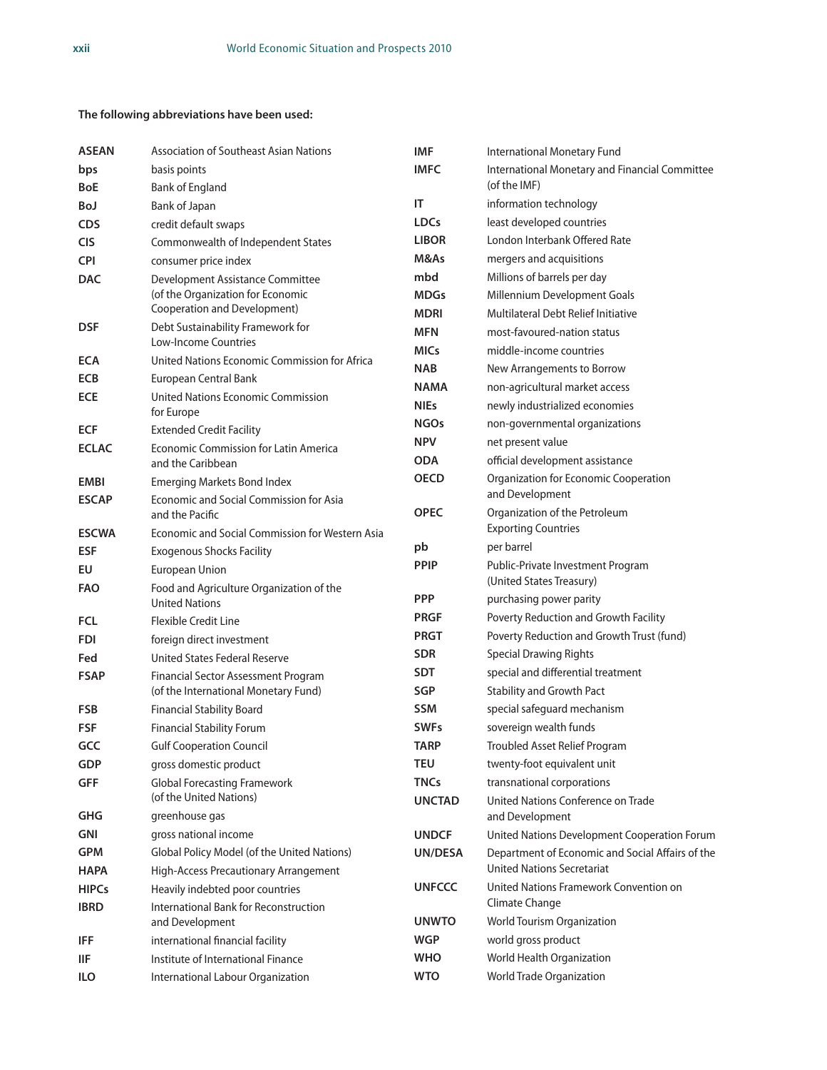**The following abbreviations have been used:**

**ASEAN** Association of Southeast Asian Nations
**bps** basis points
**BoE** Bank of England
**BoJ** Bank of Japan
**CDS** credit default swaps
**CIS** Commonwealth of Independent States
**CPI** consumer price index
**DAC** Development Assistance Committee (of the Organization for Economic Cooperation and Development)
**DSF** Debt Sustainability Framework for Low-Income Countries
**ECA** United Nations Economic Commission for Africa
**ECB** European Central Bank
**ECE** United Nations Economic Commission for Europe
**ECF** Extended Credit Facility
**ECLAC** Economic Commission for Latin America and the Caribbean
**EMBI** Emerging Markets Bond Index
**ESCAP** Economic and Social Commission for Asia and the Pacific
**ESCWA** Economic and Social Commission for Western Asia
**ESF** Exogenous Shocks Facility
**EU** European Union
**FAO** Food and Agriculture Organization of the United Nations
**FCL** Flexible Credit Line
**FDI** foreign direct investment
**Fed** United States Federal Reserve
**FSAP** Financial Sector Assessment Program (of the International Monetary Fund)
**FSB** Financial Stability Board
**FSF** Financial Stability Forum
**GCC** Gulf Cooperation Council
**GDP** gross domestic product
**GFF** Global Forecasting Framework (of the United Nations)
**GHG** greenhouse gas
**GNI** gross national income
**GPM** Global Policy Model (of the United Nations)
**HAPA** High-Access Precautionary Arrangement
**HIPCs** Heavily indebted poor countries
**IBRD** International Bank for Reconstruction and Development
**IFF** international financial facility
**IIF** Institute of International Finance
**ILO** International Labour Organization
**IMF** International Monetary Fund
**IMFC** International Monetary and Financial Committee (of the IMF)
**IT** information technology
**LDCs** least developed countries
**LIBOR** London Interbank Offered Rate
**M&As** mergers and acquisitions
**mbd** Millions of barrels per day
**MDGs** Millennium Development Goals
**MDRI** Multilateral Debt Relief Initiative
**MFN** most-favoured-nation status
**MICs** middle-income countries
**NAB** New Arrangements to Borrow
**NAMA** non-agricultural market access
**NIEs** newly industrialized economies
**NGOs** non-governmental organizations
**NPV** net present value
**ODA** official development assistance
**OECD** Organization for Economic Cooperation and Development
**OPEC** Organization of the Petroleum Exporting Countries
**pb** per barrel
**PPIP** Public-Private Investment Program (United States Treasury)
**PPP** purchasing power parity
**PRGF** Poverty Reduction and Growth Facility
**PRGT** Poverty Reduction and Growth Trust (fund)
**SDR** Special Drawing Rights
**SDT** special and differential treatment
**SGP** Stability and Growth Pact
**SSM** special safeguard mechanism
**SWFs** sovereign wealth funds
**TARP** Troubled Asset Relief Program
**TEU** twenty-foot equivalent unit
**TNCs** transnational corporations
**UNCTAD** United Nations Conference on Trade and Development
**UNDCF** United Nations Development Cooperation Forum
**UN/DESA** Department of Economic and Social Affairs of the United Nations Secretariat
**UNFCCC** United Nations Framework Convention on Climate Change
**UNWTO** World Tourism Organization
**WGP** world gross product
**WHO** World Health Organization
**WTO** World Trade Organization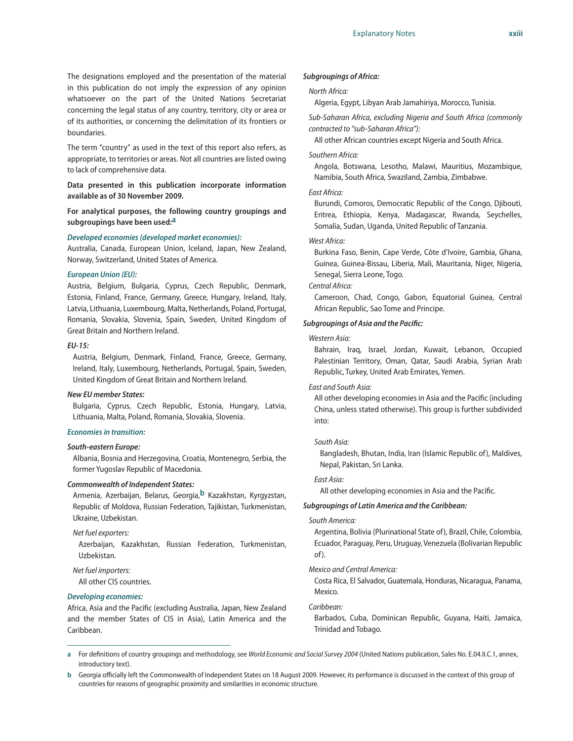The designations employed and the presentation of the material in this publication do not imply the expression of any opinion whatsoever on the part of the United Nations Secretariat concerning the legal status of any country, territory, city or area or of its authorities, or concerning the delimitation of its frontiers or boundaries.

The term "country" as used in the text of this report also refers, as appropriate, to territories or areas. Not all countries are listed owing to lack of comprehensive data.

**Data presented in this publication incorporate information available as of 30 November 2009.**

**For analytical purposes, the following country groupings and subgroupings have been used:**[a]

***Developed economies (developed market economies):***

Australia, Canada, European Union, Iceland, Japan, New Zealand, Norway, Switzerland, United States of America.

***European Union (EU):***

Austria, Belgium, Bulgaria, Cyprus, Czech Republic, Denmark, Estonia, Finland, France, Germany, Greece, Hungary, Ireland, Italy, Latvia, Lithuania, Luxembourg, Malta, Netherlands, Poland, Portugal, Romania, Slovakia, Slovenia, Spain, Sweden, United Kingdom of Great Britain and Northern Ireland.

***EU-15:***

Austria, Belgium, Denmark, Finland, France, Greece, Germany, Ireland, Italy, Luxembourg, Netherlands, Portugal, Spain, Sweden, United Kingdom of Great Britain and Northern Ireland.

***New EU member States:***

Bulgaria, Cyprus, Czech Republic, Estonia, Hungary, Latvia, Lithuania, Malta, Poland, Romania, Slovakia, Slovenia.

***Economies in transition:***

***South-eastern Europe:***

Albania, Bosnia and Herzegovina, Croatia, Montenegro, Serbia, the former Yugoslav Republic of Macedonia.

***Commonwealth of Independent States:***

Armenia, Azerbaijan, Belarus, Georgia,[b] Kazakhstan, Kyrgyzstan, Republic of Moldova, Russian Federation, Tajikistan, Turkmenistan, Ukraine, Uzbekistan.

*Net fuel exporters:*

Azerbaijan, Kazakhstan, Russian Federation, Turkmenistan, Uzbekistan.

*Net fuel importers:*

All other CIS countries.

***Developing economies:***

Africa, Asia and the Pacific (excluding Australia, Japan, New Zealand and the member States of CIS in Asia), Latin America and the Caribbean.

***Subgroupings of Africa:***

*North Africa:*

Algeria, Egypt, Libyan Arab Jamahiriya, Morocco, Tunisia.

*Sub-Saharan Africa, excluding Nigeria and South Africa (commonly contracted to "sub-Saharan Africa"):*

All other African countries except Nigeria and South Africa.

*Southern Africa:*

Angola, Botswana, Lesotho, Malawi, Mauritius, Mozambique, Namibia, South Africa, Swaziland, Zambia, Zimbabwe.

*East Africa:*

Burundi, Comoros, Democratic Republic of the Congo, Djibouti, Eritrea, Ethiopia, Kenya, Madagascar, Rwanda, Seychelles, Somalia, Sudan, Uganda, United Republic of Tanzania.

*West Africa:*

Burkina Faso, Benin, Cape Verde, Côte d'Ivoire, Gambia, Ghana, Guinea, Guinea-Bissau, Liberia, Mali, Mauritania, Niger, Nigeria, Senegal, Sierra Leone, Togo.

*Central Africa:*

Cameroon, Chad, Congo, Gabon, Equatorial Guinea, Central African Republic, Sao Tome and Principe.

***Subgroupings of Asia and the Pacific:***

*Western Asia:*

Bahrain, Iraq, Israel, Jordan, Kuwait, Lebanon, Occupied Palestinian Territory, Oman, Qatar, Saudi Arabia, Syrian Arab Republic, Turkey, United Arab Emirates, Yemen.

*East and South Asia:*

All other developing economies in Asia and the Pacific (including China, unless stated otherwise). This group is further subdivided into:

*South Asia:*

Bangladesh, Bhutan, India, Iran (Islamic Republic of), Maldives, Nepal, Pakistan, Sri Lanka.

*East Asia:*

All other developing economies in Asia and the Pacific.

***Subgroupings of Latin America and the Caribbean:***

*South America:*

Argentina, Bolivia (Plurinational State of), Brazil, Chile, Colombia, Ecuador, Paraguay, Peru, Uruguay, Venezuela (Bolivarian Republic of).

*Mexico and Central America:*

Costa Rica, El Salvador, Guatemala, Honduras, Nicaragua, Panama, Mexico.

*Caribbean:*

Barbados, Cuba, Dominican Republic, Guyana, Haiti, Jamaica, Trinidad and Tobago.

---

**a** For definitions of country groupings and methodology, see *World Economic and Social Survey 2004* (United Nations publication, Sales No. E.04.II.C.1, annex, introductory text).

**b** Georgia officially left the Commonwealth of Independent States on 18 August 2009. However, its performance is discussed in the context of this group of countries for reasons of geographic proximity and similarities in economic structure.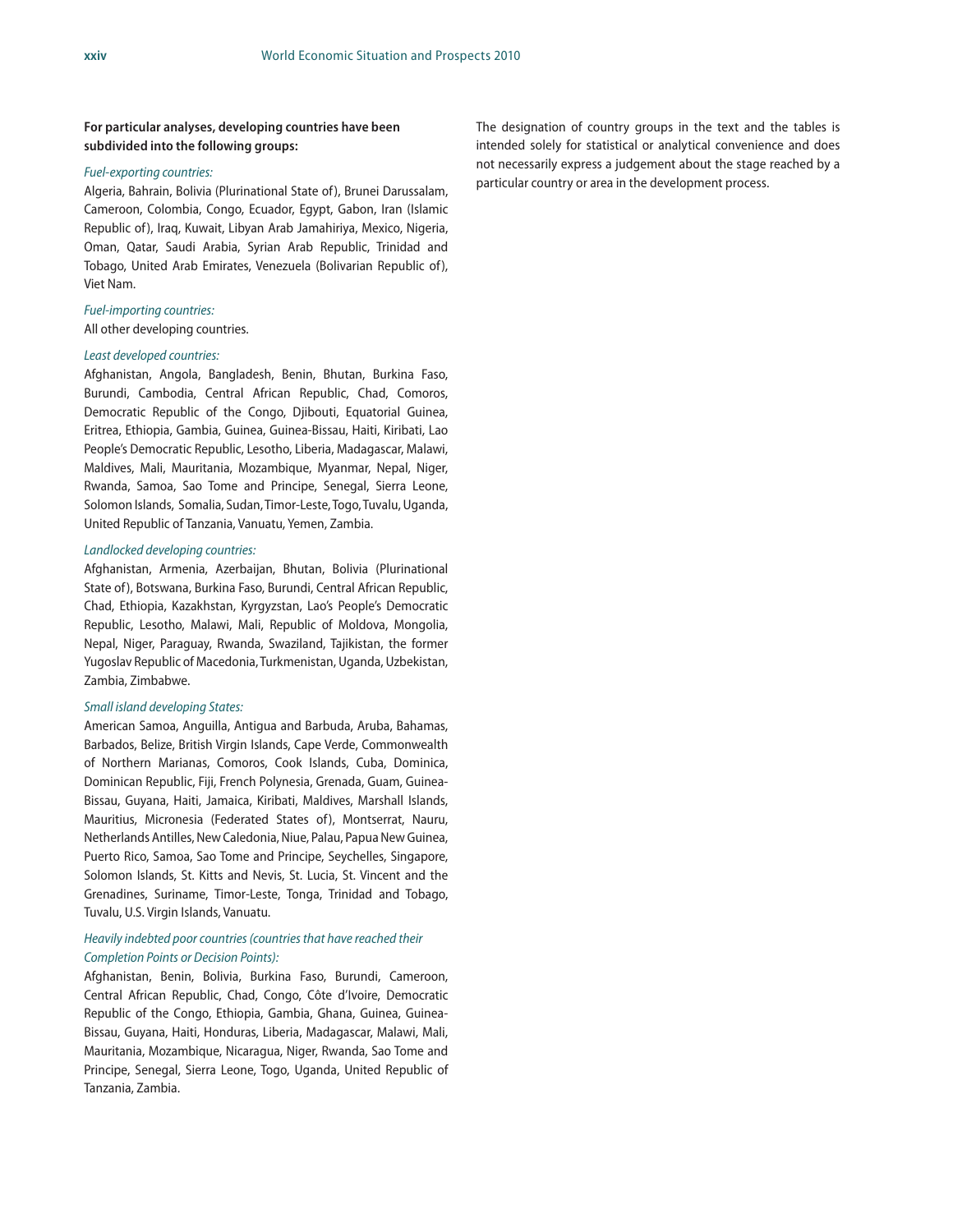**For particular analyses, developing countries have been subdivided into the following groups:**

*Fuel-exporting countries:*

Algeria, Bahrain, Bolivia (Plurinational State of), Brunei Darussalam, Cameroon, Colombia, Congo, Ecuador, Egypt, Gabon, Iran (Islamic Republic of), Iraq, Kuwait, Libyan Arab Jamahiriya, Mexico, Nigeria, Oman, Qatar, Saudi Arabia, Syrian Arab Republic, Trinidad and Tobago, United Arab Emirates, Venezuela (Bolivarian Republic of), Viet Nam.

*Fuel-importing countries:*

All other developing countries.

*Least developed countries:*

Afghanistan, Angola, Bangladesh, Benin, Bhutan, Burkina Faso, Burundi, Cambodia, Central African Republic, Chad, Comoros, Democratic Republic of the Congo, Djibouti, Equatorial Guinea, Eritrea, Ethiopia, Gambia, Guinea, Guinea-Bissau, Haiti, Kiribati, Lao People's Democratic Republic, Lesotho, Liberia, Madagascar, Malawi, Maldives, Mali, Mauritania, Mozambique, Myanmar, Nepal, Niger, Rwanda, Samoa, Sao Tome and Principe, Senegal, Sierra Leone, Solomon Islands, Somalia, Sudan, Timor-Leste, Togo, Tuvalu, Uganda, United Republic of Tanzania, Vanuatu, Yemen, Zambia.

*Landlocked developing countries:*

Afghanistan, Armenia, Azerbaijan, Bhutan, Bolivia (Plurinational State of), Botswana, Burkina Faso, Burundi, Central African Republic, Chad, Ethiopia, Kazakhstan, Kyrgyzstan, Lao's People's Democratic Republic, Lesotho, Malawi, Mali, Republic of Moldova, Mongolia, Nepal, Niger, Paraguay, Rwanda, Swaziland, Tajikistan, the former Yugoslav Republic of Macedonia, Turkmenistan, Uganda, Uzbekistan, Zambia, Zimbabwe.

*Small island developing States:*

American Samoa, Anguilla, Antigua and Barbuda, Aruba, Bahamas, Barbados, Belize, British Virgin Islands, Cape Verde, Commonwealth of Northern Marianas, Comoros, Cook Islands, Cuba, Dominica, Dominican Republic, Fiji, French Polynesia, Grenada, Guam, Guinea-Bissau, Guyana, Haiti, Jamaica, Kiribati, Maldives, Marshall Islands, Mauritius, Micronesia (Federated States of), Montserrat, Nauru, Netherlands Antilles, New Caledonia, Niue, Palau, Papua New Guinea, Puerto Rico, Samoa, Sao Tome and Principe, Seychelles, Singapore, Solomon Islands, St. Kitts and Nevis, St. Lucia, St. Vincent and the Grenadines, Suriname, Timor-Leste, Tonga, Trinidad and Tobago, Tuvalu, U.S. Virgin Islands, Vanuatu.

*Heavily indebted poor countries (countries that have reached their Completion Points or Decision Points):*

Afghanistan, Benin, Bolivia, Burkina Faso, Burundi, Cameroon, Central African Republic, Chad, Congo, Côte d'Ivoire, Democratic Republic of the Congo, Ethiopia, Gambia, Ghana, Guinea, Guinea-Bissau, Guyana, Haiti, Honduras, Liberia, Madagascar, Malawi, Mali, Mauritania, Mozambique, Nicaragua, Niger, Rwanda, Sao Tome and Principe, Senegal, Sierra Leone, Togo, Uganda, United Republic of Tanzania, Zambia.

The designation of country groups in the text and the tables is intended solely for statistical or analytical convenience and does not necessarily express a judgement about the stage reached by a particular country or area in the development process.